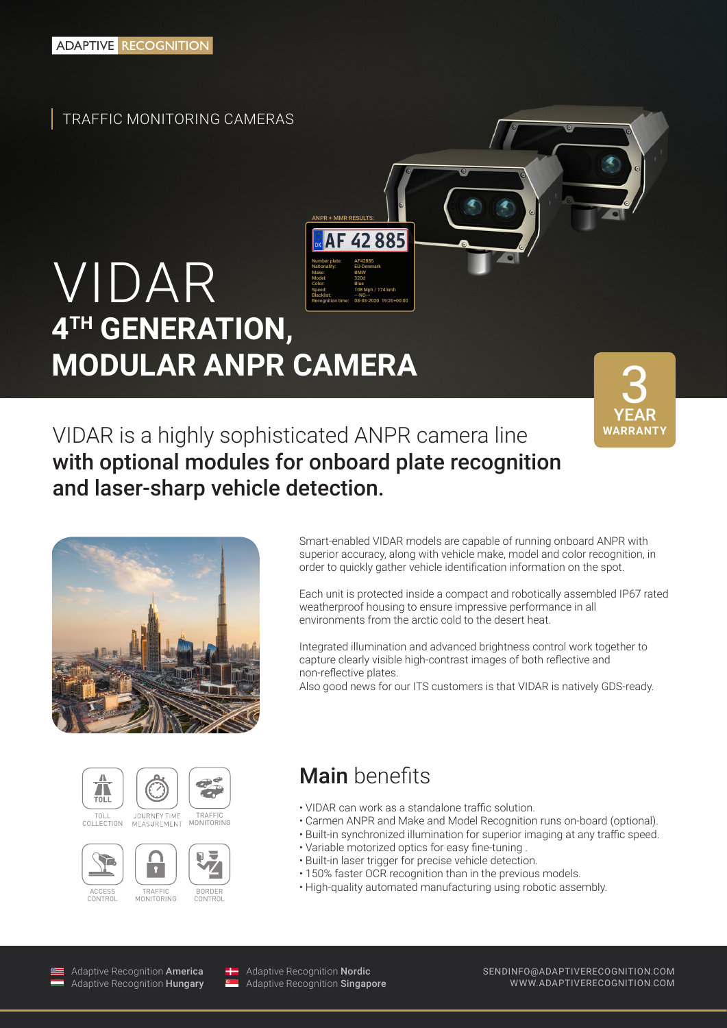ADAPTIVE RECOGNITION

TRAFFIC MONITORING CAMERAS

ANPR + MMR RESULTS:

AF 42 885

Number plate: AF42885
Nationality: EU-Denmark
Make: BMW
Model: 320d
Color: Blue
Speed: 108 Mph / 174 kmh
Blacklist: ---NO---
Recognition time: 08-03-2020 19:20+00:00

# VIDAR

## 4TH GENERATION, MODULAR ANPR CAMERA

3 YEAR WARRANTY

VIDAR is a highly sophisticated ANPR camera line **with optional modules for onboard plate recognition and laser-sharp vehicle detection.**

Smart-enabled VIDAR models are capable of running onboard ANPR with superior accuracy, along with vehicle make, model and color recognition, in order to quickly gather vehicle identification information on the spot.

Each unit is protected inside a compact and robotically assembled IP67 rated weatherproof housing to ensure impressive performance in all environments from the arctic cold to the desert heat.

Integrated illumination and advanced brightness control work together to capture clearly visible high-contrast images of both reflective and non-reflective plates.
Also good news for our ITS customers is that VIDAR is natively GDS-ready.

TOLL COLLECTION · JOURNEY TIME MEASUREMENT · TRAFFIC MONITORING · ACCESS CONTROL · TRAFFIC MONITORING · BORDER CONTROL

## **Main** benefits

- VIDAR can work as a standalone traffic solution.
- Carmen ANPR and Make and Model Recognition runs on-board (optional).
- Built-in synchronized illumination for superior imaging at any traffic speed.
- Variable motorized optics for easy fine-tuning .
- Built-in laser trigger for precise vehicle detection.
- 150% faster OCR recognition than in the previous models.
- High-quality automated manufacturing using robotic assembly.

Adaptive Recognition **America**
Adaptive Recognition **Hungary**
Adaptive Recognition **Nordic**
Adaptive Recognition **Singapore**

SENDINFO@ADAPTIVERECOGNITION.COM
WWW.ADAPTIVERECOGNITION.COM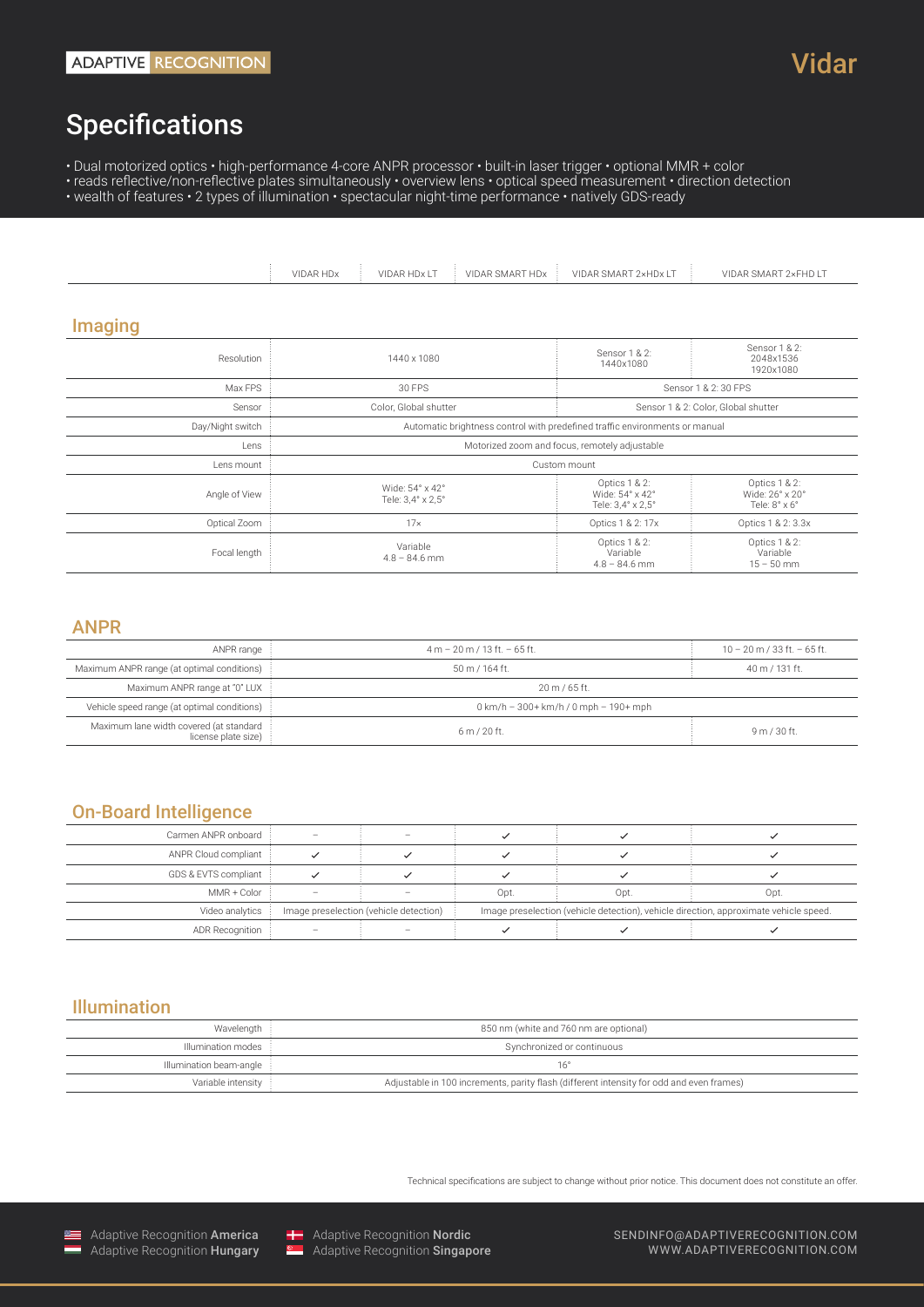# Specifications

- Dual motorized optics • high-performance 4-core ANPR processor • built-in laser trigger • optional MMR + color
- reads reflective/non-reflective plates simultaneously • overview lens • optical speed measurement • direction detection
- wealth of features • 2 types of illumination • spectacular night-time performance • natively GDS-ready

## Imaging

| | VIDAR HDx | VIDAR HDx LT | VIDAR SMART HDx | VIDAR SMART 2×HDx LT | VIDAR SMART 2×FHD LT |
|---|---|---|---|---|---|
| Resolution | 1440 x 1080 | | | Sensor 1 & 2: 1440x1080 | Sensor 1 & 2: 2048x1536 1920x1080 |
| Max FPS | 30 FPS | | | Sensor 1 & 2: 30 FPS | |
| Sensor | Color, Global shutter | | | Sensor 1 & 2: Color, Global shutter | |
| Day/Night switch | Automatic brightness control with predefined traffic environments or manual | | | | |
| Lens | Motorized zoom and focus, remotely adjustable | | | | |
| Lens mount | Custom mount | | | | |
| Angle of View | Wide: 54° x 42° Tele: 3,4° x 2,5° | | | Optics 1 & 2: Wide: 54° x 42° Tele: 3,4° x 2,5° | Optics 1 & 2: Wide: 26° x 20° Tele: 8° x 6° |
| Optical Zoom | 17× | | | Optics 1 & 2: 17x | Optics 1 & 2: 3.3x |
| Focal length | Variable 4.8 – 84.6 mm | | | Optics 1 & 2: Variable 4.8 – 84.6 mm | Optics 1 & 2: Variable 15 – 50 mm |

## ANPR

| | VIDAR HDx | VIDAR HDx LT | VIDAR SMART HDx | VIDAR SMART 2×HDx LT | VIDAR SMART 2×FHD LT |
|---|---|---|---|---|---|
| ANPR range | 4 m – 20 m / 13 ft. – 65 ft. | | | | 10 – 20 m / 33 ft. – 65 ft. |
| Maximum ANPR range (at optimal conditions) | 50 m / 164 ft. | | | | 40 m / 131 ft. |
| Maximum ANPR range at "0" LUX | 20 m / 65 ft. | | | | |
| Vehicle speed range (at optimal conditions) | 0 km/h – 300+ km/h / 0 mph – 190+ mph | | | | |
| Maximum lane width covered (at standard license plate size) | 6 m / 20 ft. | | | | 9 m / 30 ft. |

## On-Board Intelligence

| | VIDAR HDx | VIDAR HDx LT | VIDAR SMART HDx | VIDAR SMART 2×HDx LT | VIDAR SMART 2×FHD LT |
|---|---|---|---|---|---|
| Carmen ANPR onboard | – | – | ✓ | ✓ | ✓ |
| ANPR Cloud compliant | ✓ | ✓ | ✓ | ✓ | ✓ |
| GDS & EVTS compliant | ✓ | ✓ | ✓ | ✓ | ✓ |
| MMR + Color | – | – | Opt. | Opt. | Opt. |
| Video analytics | Image preselection (vehicle detection) | | Image preselection (vehicle detection), vehicle direction, approximate vehicle speed. | | |
| ADR Recognition | – | – | ✓ | ✓ | ✓ |

## Illumination

| | |
|---|---|
| Wavelength | 850 nm (white and 760 nm are optional) |
| Illumination modes | Synchronized or continuous |
| Illumination beam-angle | 16° |
| Variable intensity | Adjustable in 100 increments, parity flash (different intensity for odd and even frames) |

Technical specifications are subject to change without prior notice. This document does not constitute an offer.

Adaptive Recognition **America**
Adaptive Recognition **Hungary**
Adaptive Recognition **Nordic**
Adaptive Recognition **Singapore**

SENDINFO@ADAPTIVERECOGNITION.COM
WWW.ADAPTIVERECOGNITION.COM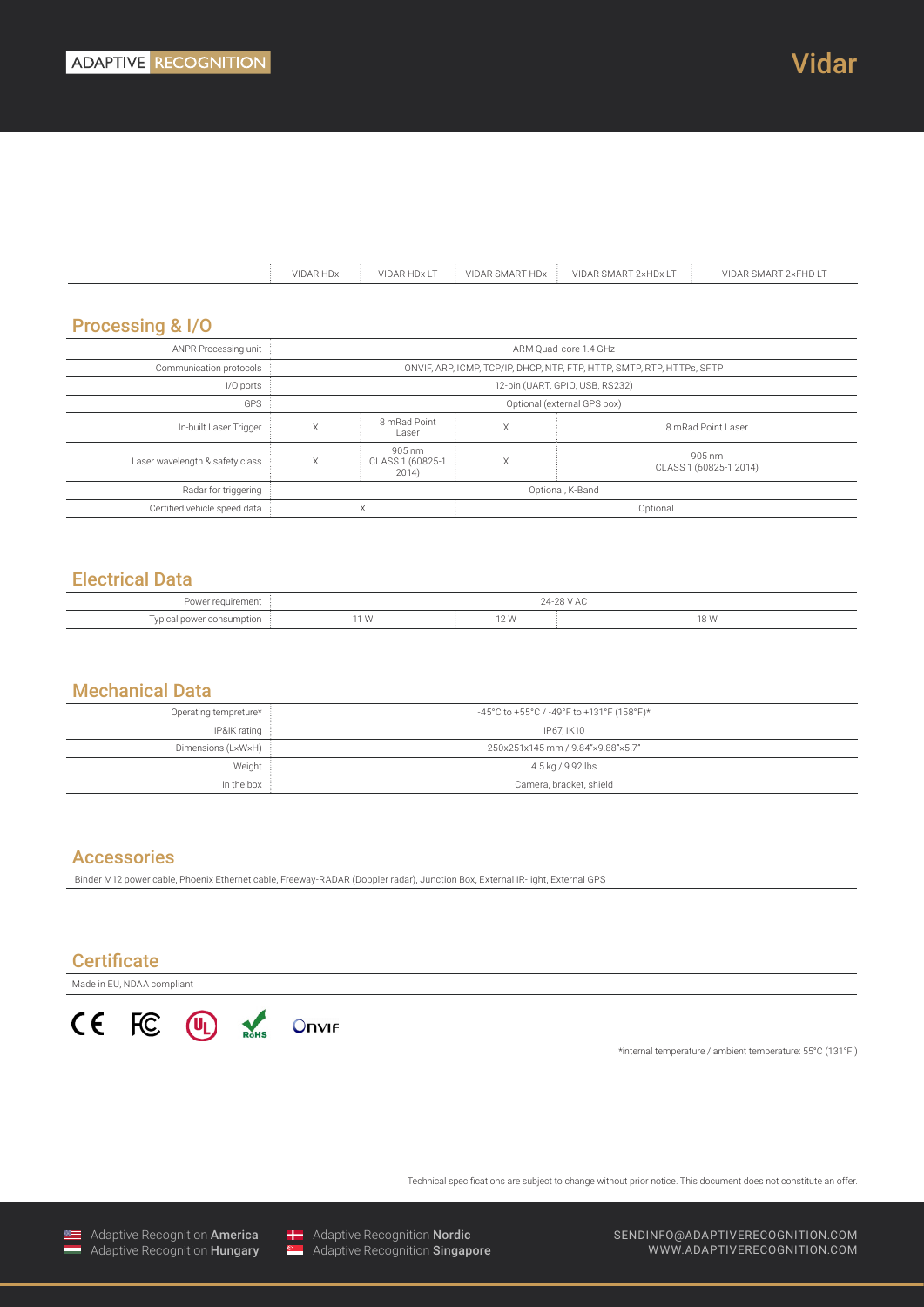# Vidar

| | VIDAR HDx | VIDAR HDx LT | VIDAR SMART HDx | VIDAR SMART 2×HDx LT | VIDAR SMART 2×FHD LT |
|---|---|---|---|---|---|

## Processing & I/O

| | VIDAR HDx | VIDAR HDx LT | VIDAR SMART HDx | VIDAR SMART 2×HDx LT | VIDAR SMART 2×FHD LT |
|---|---|---|---|---|---|
| ANPR Processing unit | ARM Quad-core 1.4 GHz | | | | |
| Communication protocols | ONVIF, ARP, ICMP, TCP/IP, DHCP, NTP, FTP, HTTP, SMTP, RTP, HTTPs, SFTP | | | | |
| I/O ports | 12-pin (UART, GPIO, USB, RS232) | | | | |
| GPS | Optional (external GPS box) | | | | |
| In-built Laser Trigger | X | 8 mRad Point Laser | X | 8 mRad Point Laser | |
| Laser wavelength & safety class | X | 905 nm CLASS 1 (60825-1 2014) | X | 905 nm CLASS 1 (60825-1 2014) | |
| Radar for triggering | Optional, K-Band | | | | |
| Certified vehicle speed data | X | | Optional | | |

## Electrical Data

| | VIDAR HDx | VIDAR HDx LT | VIDAR SMART HDx | VIDAR SMART 2×HDx LT | VIDAR SMART 2×FHD LT |
|---|---|---|---|---|---|
| Power requirement | 24-28 V AC | | | | |
| Typical power consumption | 11 W | | 12 W | 18 W | |

## Mechanical Data

| | |
|---|---|
| Operating tempreture* | -45°C to +55°C / -49°F to +131°F (158°F)* |
| IP&IK rating | IP67, IK10 |
| Dimensions (L×W×H) | 250x251x145 mm / 9.84"×9.88"×5.7" |
| Weight | 4.5 kg / 9.92 lbs |
| In the box | Camera, bracket, shield |

## Accessories

Binder M12 power cable, Phoenix Ethernet cable, Freeway-RADAR (Doppler radar), Junction Box, External IR-light, External GPS

## Certificate

Made in EU, NDAA compliant

CE FC UL RoHS ONVIF

*internal temperature / ambient temperature: 55°C (131°F )

Technical specifications are subject to change without prior notice. This document does not constitute an offer.

Adaptive Recognition **America**
Adaptive Recognition **Hungary**
Adaptive Recognition **Nordic**
Adaptive Recognition **Singapore**

SENDINFO@ADAPTIVERECOGNITION.COM
WWW.ADAPTIVERECOGNITION.COM